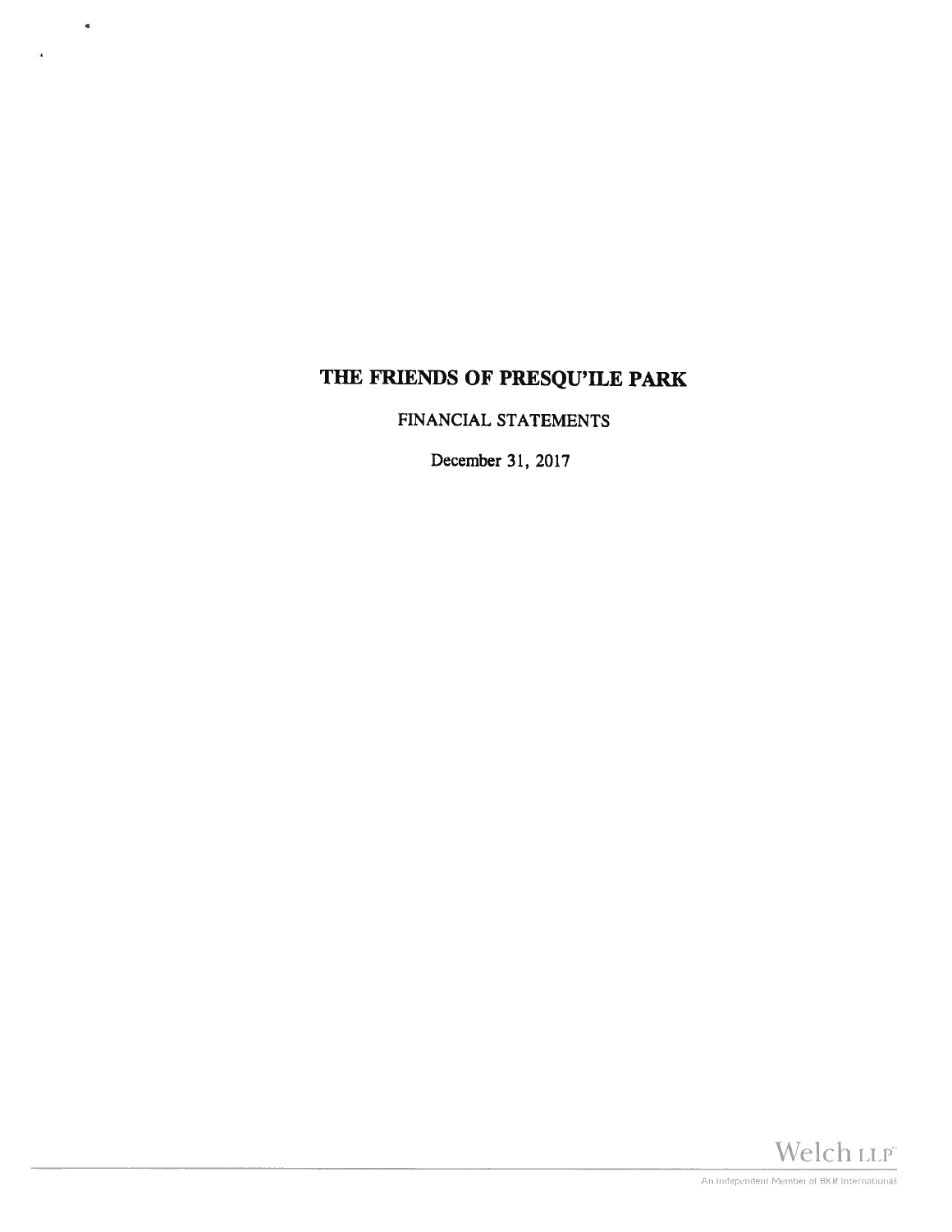# THE FRIENDS OF PRESQU'ILE PARK

FINANCIAL STATEMENTS

December 31, 2017

Welch LLP

An Independent Member of BKR International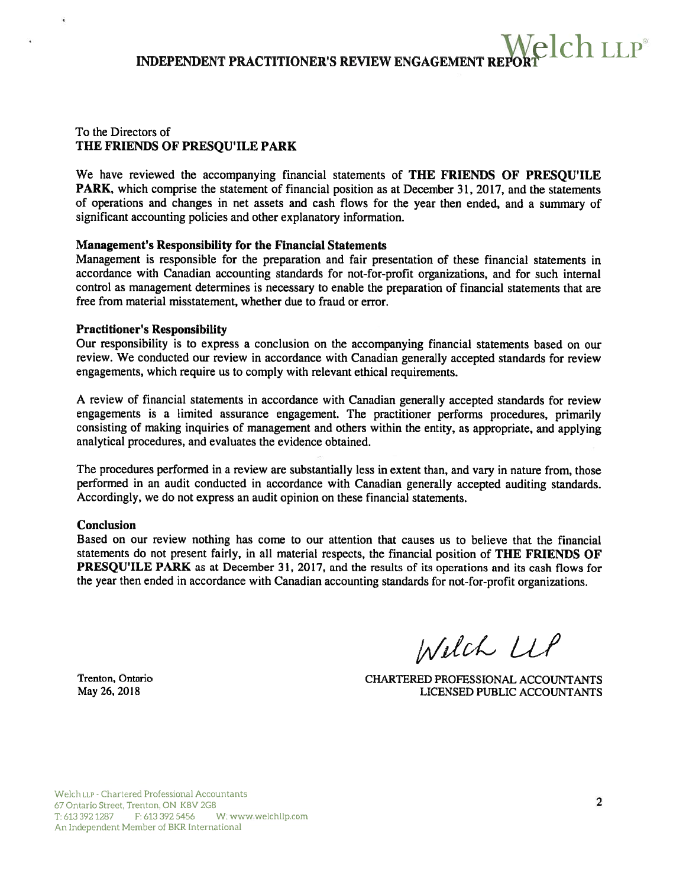# INDEPENDENT PRACTITIONER'S REVIEW ENGAGEMENT REPORT

Welch LLP

To the Directors of
**THE FRIENDS OF PRESQU'ILE PARK**

We have reviewed the accompanying financial statements of **THE FRIENDS OF PRESQU'ILE PARK**, which comprise the statement of financial position as at December 31, 2017, and the statements of operations and changes in net assets and cash flows for the year then ended, and a summary of significant accounting policies and other explanatory information.

**Management's Responsibility for the Financial Statements**
Management is responsible for the preparation and fair presentation of these financial statements in accordance with Canadian accounting standards for not-for-profit organizations, and for such internal control as management determines is necessary to enable the preparation of financial statements that are free from material misstatement, whether due to fraud or error.

**Practitioner's Responsibility**
Our responsibility is to express a conclusion on the accompanying financial statements based on our review. We conducted our review in accordance with Canadian generally accepted standards for review engagements, which require us to comply with relevant ethical requirements.

A review of financial statements in accordance with Canadian generally accepted standards for review engagements is a limited assurance engagement. The practitioner performs procedures, primarily consisting of making inquiries of management and others within the entity, as appropriate, and applying analytical procedures, and evaluates the evidence obtained.

The procedures performed in a review are substantially less in extent than, and vary in nature from, those performed in an audit conducted in accordance with Canadian generally accepted auditing standards. Accordingly, we do not express an audit opinion on these financial statements.

**Conclusion**
Based on our review nothing has come to our attention that causes us to believe that the financial statements do not present fairly, in all material respects, the financial position of **THE FRIENDS OF PRESQU'ILE PARK** as at December 31, 2017, and the results of its operations and its cash flows for the year then ended in accordance with Canadian accounting standards for not-for-profit organizations.

Welch LLP

CHARTERED PROFESSIONAL ACCOUNTANTS
LICENSED PUBLIC ACCOUNTANTS

Trenton, Ontario
May 26, 2018

Welch LLP - Chartered Professional Accountants
67 Ontario Street, Trenton, ON K8V 2G8
T: 613 392 1287 F: 613 392 5456 W: www.welchllp.com
An Independent Member of BKR International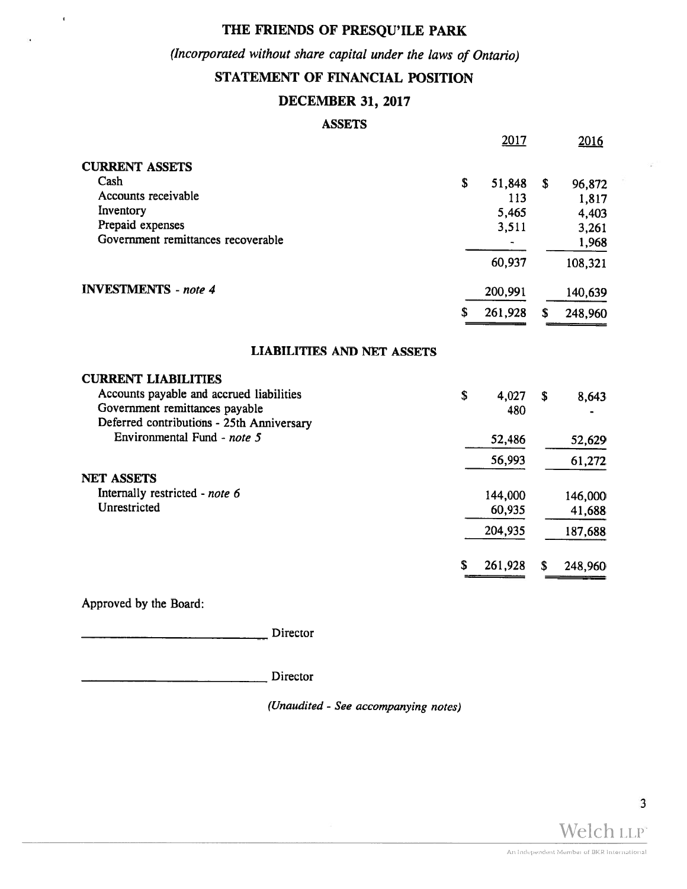# THE FRIENDS OF PRESQU'ILE PARK

*(Incorporated without share capital under the laws of Ontario)*

## STATEMENT OF FINANCIAL POSITION

## DECEMBER 31, 2017

### ASSETS

| | 2017 | 2016 |
|---|---|---|
| **CURRENT ASSETS** | | |
| Cash | $ 51,848 | $ 96,872 |
| Accounts receivable | 113 | 1,817 |
| Inventory | 5,465 | 4,403 |
| Prepaid expenses | 3,511 | 3,261 |
| Government remittances recoverable | - | 1,968 |
| | 60,937 | 108,321 |
| **INVESTMENTS** - *note 4* | 200,991 | 140,639 |
| | $ 261,928 | $ 248,960 |

### LIABILITIES AND NET ASSETS

| | 2017 | 2016 |
|---|---|---|
| **CURRENT LIABILITIES** | | |
| Accounts payable and accrued liabilities | $ 4,027 | $ 8,643 |
| Government remittances payable | 480 | - |
| Deferred contributions - 25th Anniversary Environmental Fund - *note 5* | 52,486 | 52,629 |
| | 56,993 | 61,272 |
| **NET ASSETS** | | |
| Internally restricted - *note 6* | 144,000 | 146,000 |
| Unrestricted | 60,935 | 41,688 |
| | 204,935 | 187,688 |
| | $ 261,928 | $ 248,960 |

Approved by the Board:

_____________________________ Director

_____________________________ Director

*(Unaudited - See accompanying notes)*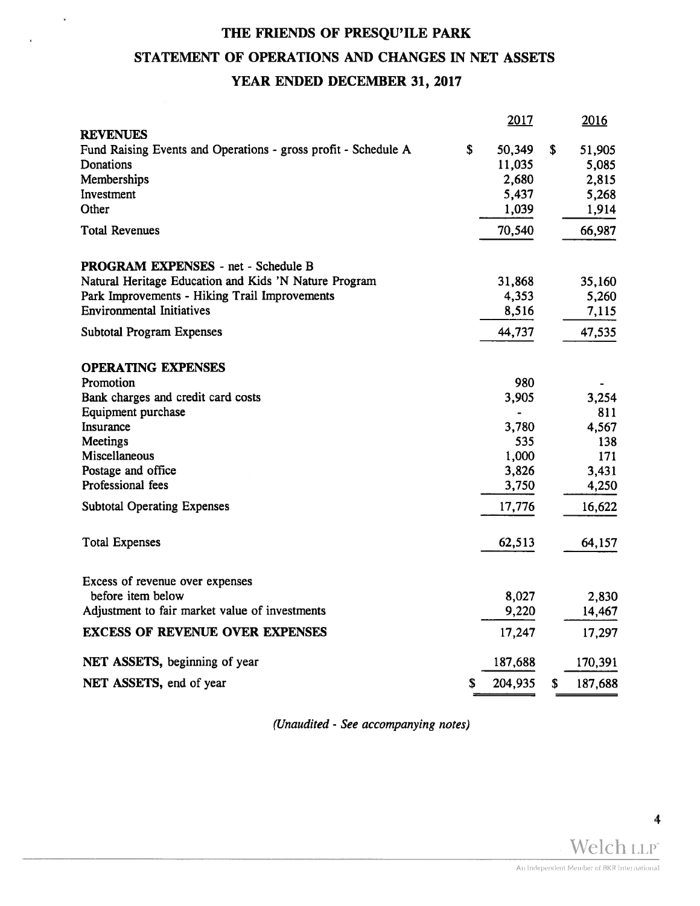# THE FRIENDS OF PRESQU'ILE PARK

## STATEMENT OF OPERATIONS AND CHANGES IN NET ASSETS

## YEAR ENDED DECEMBER 31, 2017

| | 2017 | 2016 |
|---|---|---|
| **REVENUES** | | |
| Fund Raising Events and Operations - gross profit - Schedule A | $ 50,349 | $ 51,905 |
| Donations | 11,035 | 5,085 |
| Memberships | 2,680 | 2,815 |
| Investment | 5,437 | 5,268 |
| Other | 1,039 | 1,914 |
| Total Revenues | 70,540 | 66,987 |
| **PROGRAM EXPENSES** - net - Schedule B | | |
| Natural Heritage Education and Kids 'N Nature Program | 31,868 | 35,160 |
| Park Improvements - Hiking Trail Improvements | 4,353 | 5,260 |
| Environmental Initiatives | 8,516 | 7,115 |
| Subtotal Program Expenses | 44,737 | 47,535 |
| **OPERATING EXPENSES** | | |
| Promotion | 980 | - |
| Bank charges and credit card costs | 3,905 | 3,254 |
| Equipment purchase | - | 811 |
| Insurance | 3,780 | 4,567 |
| Meetings | 535 | 138 |
| Miscellaneous | 1,000 | 171 |
| Postage and office | 3,826 | 3,431 |
| Professional fees | 3,750 | 4,250 |
| Subtotal Operating Expenses | 17,776 | 16,622 |
| Total Expenses | 62,513 | 64,157 |
| Excess of revenue over expenses before item below | 8,027 | 2,830 |
| Adjustment to fair market value of investments | 9,220 | 14,467 |
| **EXCESS OF REVENUE OVER EXPENSES** | 17,247 | 17,297 |
| **NET ASSETS,** beginning of year | 187,688 | 170,391 |
| **NET ASSETS,** end of year | $ 204,935 | $ 187,688 |

*(Unaudited - See accompanying notes)*

Welch LLP
An Independent Member of BKR International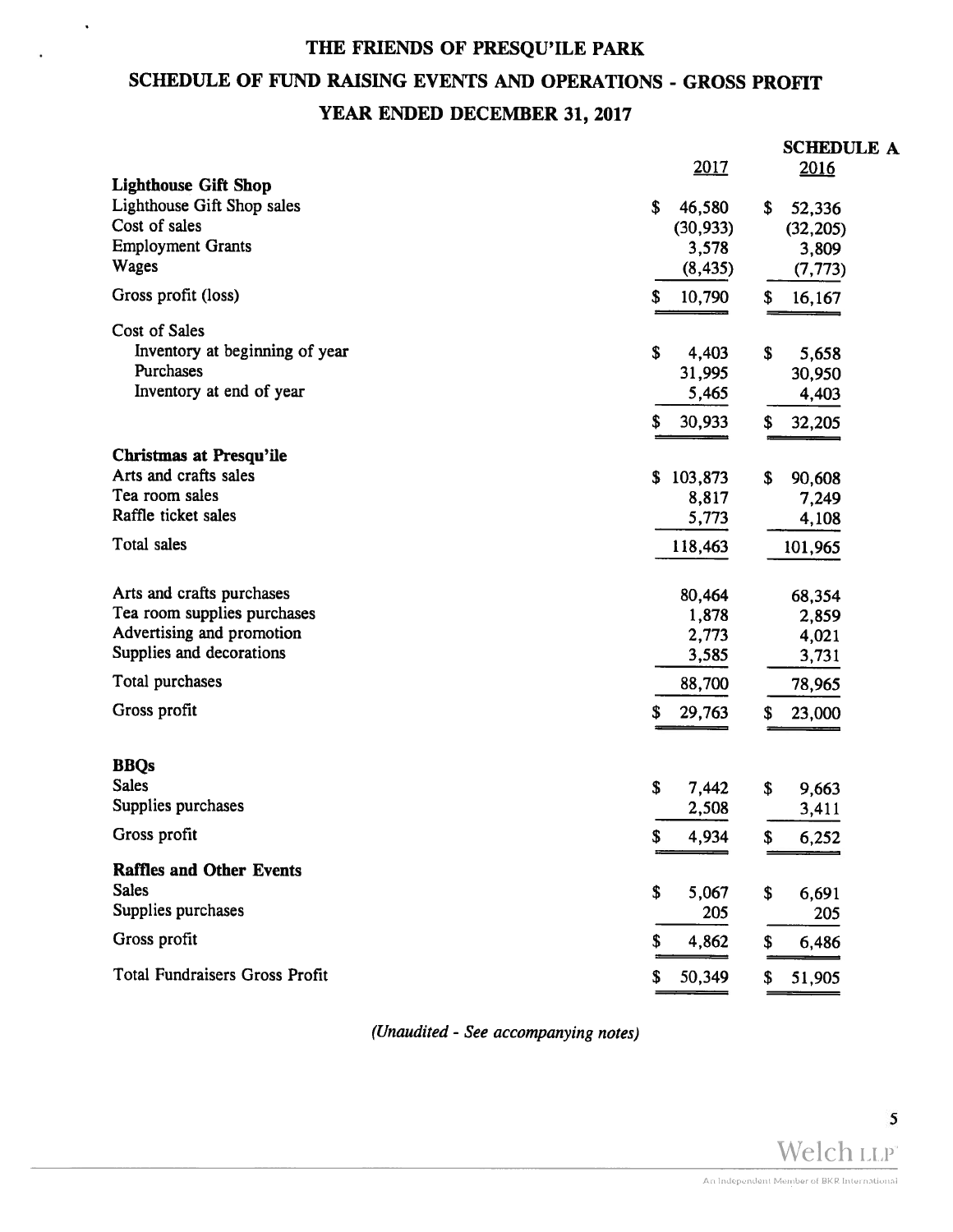# THE FRIENDS OF PRESQU'ILE PARK

## SCHEDULE OF FUND RAISING EVENTS AND OPERATIONS - GROSS PROFIT

## YEAR ENDED DECEMBER 31, 2017

**SCHEDULE A**

| | 2017 | 2016 |
|---|---|---|
| **Lighthouse Gift Shop** | | |
| Lighthouse Gift Shop sales | $ 46,580 | $ 52,336 |
| Cost of sales | (30,933) | (32,205) |
| Employment Grants | 3,578 | 3,809 |
| Wages | (8,435) | (7,773) |
| Gross profit (loss) | $ 10,790 | $ 16,167 |
| Cost of Sales | | |
| Inventory at beginning of year | $ 4,403 | $ 5,658 |
| Purchases | 31,995 | 30,950 |
| Inventory at end of year | 5,465 | 4,403 |
| | $ 30,933 | $ 32,205 |
| **Christmas at Presqu'ile** | | |
| Arts and crafts sales | $ 103,873 | $ 90,608 |
| Tea room sales | 8,817 | 7,249 |
| Raffle ticket sales | 5,773 | 4,108 |
| Total sales | 118,463 | 101,965 |
| Arts and crafts purchases | 80,464 | 68,354 |
| Tea room supplies purchases | 1,878 | 2,859 |
| Advertising and promotion | 2,773 | 4,021 |
| Supplies and decorations | 3,585 | 3,731 |
| Total purchases | 88,700 | 78,965 |
| Gross profit | $ 29,763 | $ 23,000 |
| **BBQs** | | |
| Sales | $ 7,442 | $ 9,663 |
| Supplies purchases | 2,508 | 3,411 |
| Gross profit | $ 4,934 | $ 6,252 |
| **Raffles and Other Events** | | |
| Sales | $ 5,067 | $ 6,691 |
| Supplies purchases | 205 | 205 |
| Gross profit | $ 4,862 | $ 6,486 |
| Total Fundraisers Gross Profit | $ 50,349 | $ 51,905 |

*(Unaudited - See accompanying notes)*

Welch LLP
An Independent Member of BKR International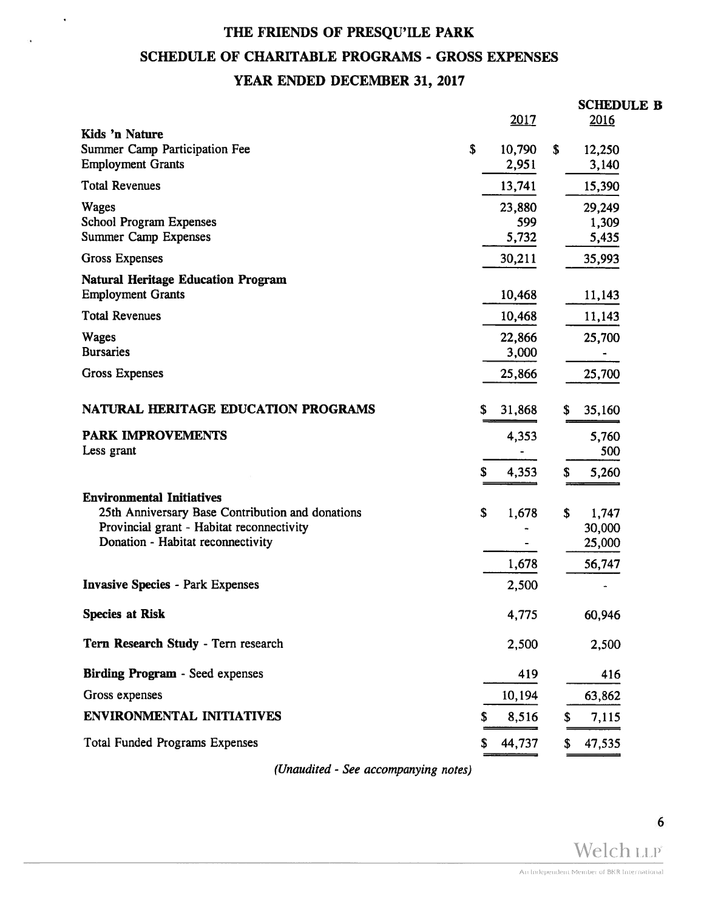# THE FRIENDS OF PRESQU'ILE PARK

## SCHEDULE OF CHARITABLE PROGRAMS - GROSS EXPENSES

## YEAR ENDED DECEMBER 31, 2017

**SCHEDULE B**

| | 2017 | 2016 |
|---|---|---|
| **Kids 'n Nature** | | |
| Summer Camp Participation Fee | $ 10,790 | $ 12,250 |
| Employment Grants | 2,951 | 3,140 |
| Total Revenues | 13,741 | 15,390 |
| Wages | 23,880 | 29,249 |
| School Program Expenses | 599 | 1,309 |
| Summer Camp Expenses | 5,732 | 5,435 |
| Gross Expenses | 30,211 | 35,993 |
| **Natural Heritage Education Program** | | |
| Employment Grants | 10,468 | 11,143 |
| Total Revenues | 10,468 | 11,143 |
| Wages | 22,866 | 25,700 |
| Bursaries | 3,000 | - |
| Gross Expenses | 25,866 | 25,700 |
| **NATURAL HERITAGE EDUCATION PROGRAMS** | $ 31,868 | $ 35,160 |
| **PARK IMPROVEMENTS** | 4,353 | 5,760 |
| Less grant | - | 500 |
| | $ 4,353 | $ 5,260 |
| **Environmental Initiatives** | | |
| 25th Anniversary Base Contribution and donations | $ 1,678 | $ 1,747 |
| Provincial grant - Habitat reconnectivity | - | 30,000 |
| Donation - Habitat reconnectivity | - | 25,000 |
| | 1,678 | 56,747 |
| **Invasive Species** - Park Expenses | 2,500 | - |
| **Species at Risk** | 4,775 | 60,946 |
| **Tern Research Study** - Tern research | 2,500 | 2,500 |
| **Birding Program** - Seed expenses | 419 | 416 |
| Gross expenses | 10,194 | 63,862 |
| **ENVIRONMENTAL INITIATIVES** | $ 8,516 | $ 7,115 |
| Total Funded Programs Expenses | $ 44,737 | $ 47,535 |

*(Unaudited - See accompanying notes)*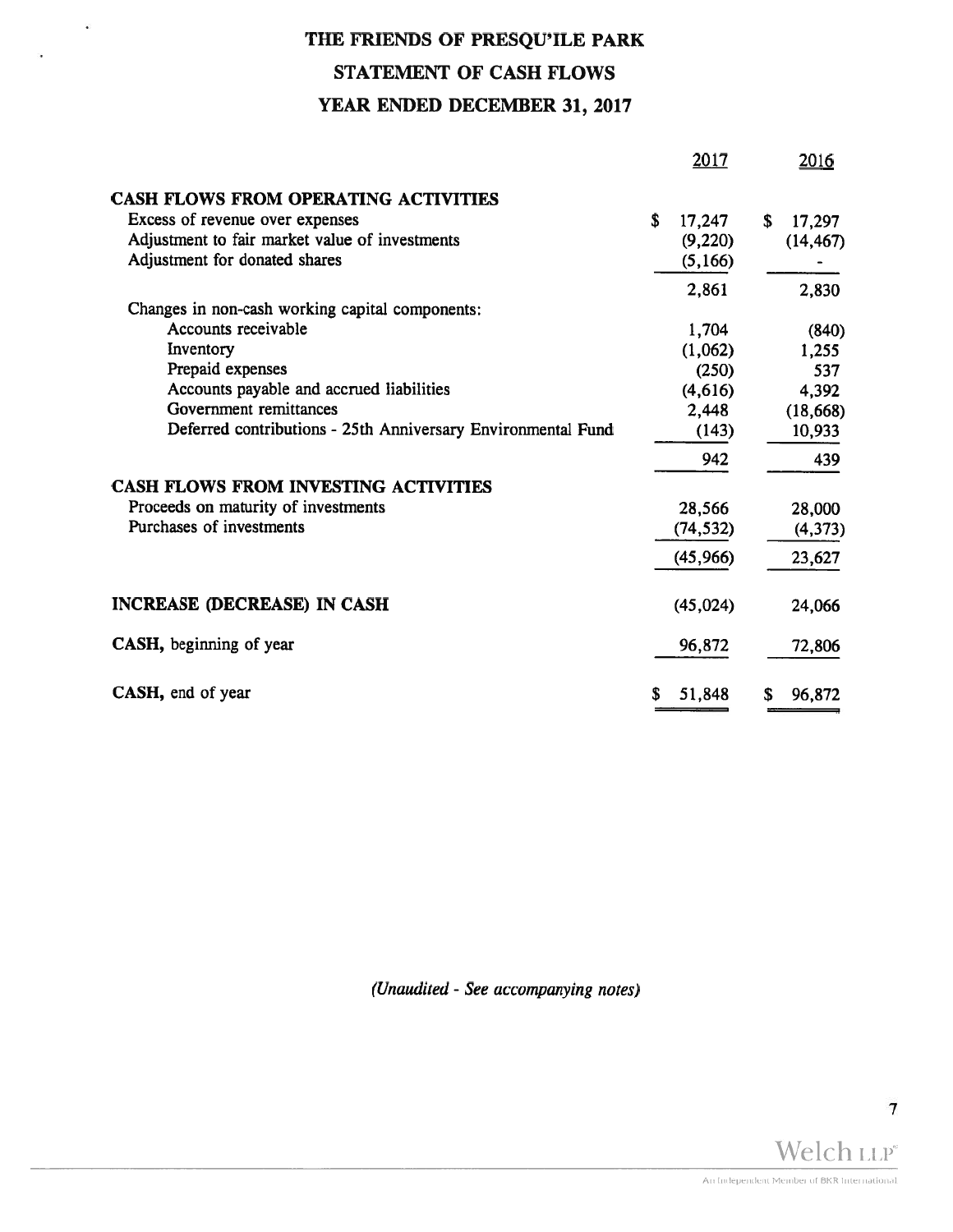# THE FRIENDS OF PRESQU'ILE PARK

## STATEMENT OF CASH FLOWS

## YEAR ENDED DECEMBER 31, 2017

| | 2017 | 2016 |
|---|---|---|
| **CASH FLOWS FROM OPERATING ACTIVITIES** | | |
| Excess of revenue over expenses | $ 17,247 | $ 17,297 |
| Adjustment to fair market value of investments | (9,220) | (14,467) |
| Adjustment for donated shares | (5,166) | - |
| | 2,861 | 2,830 |
| Changes in non-cash working capital components: | | |
| Accounts receivable | 1,704 | (840) |
| Inventory | (1,062) | 1,255 |
| Prepaid expenses | (250) | 537 |
| Accounts payable and accrued liabilities | (4,616) | 4,392 |
| Government remittances | 2,448 | (18,668) |
| Deferred contributions - 25th Anniversary Environmental Fund | (143) | 10,933 |
| | 942 | 439 |
| **CASH FLOWS FROM INVESTING ACTIVITIES** | | |
| Proceeds on maturity of investments | 28,566 | 28,000 |
| Purchases of investments | (74,532) | (4,373) |
| | (45,966) | 23,627 |
| **INCREASE (DECREASE) IN CASH** | (45,024) | 24,066 |
| **CASH,** beginning of year | 96,872 | 72,806 |
| **CASH,** end of year | $ 51,848 | $ 96,872 |

*(Unaudited - See accompanying notes)*

Welch LLP
An Independent Member of BKR International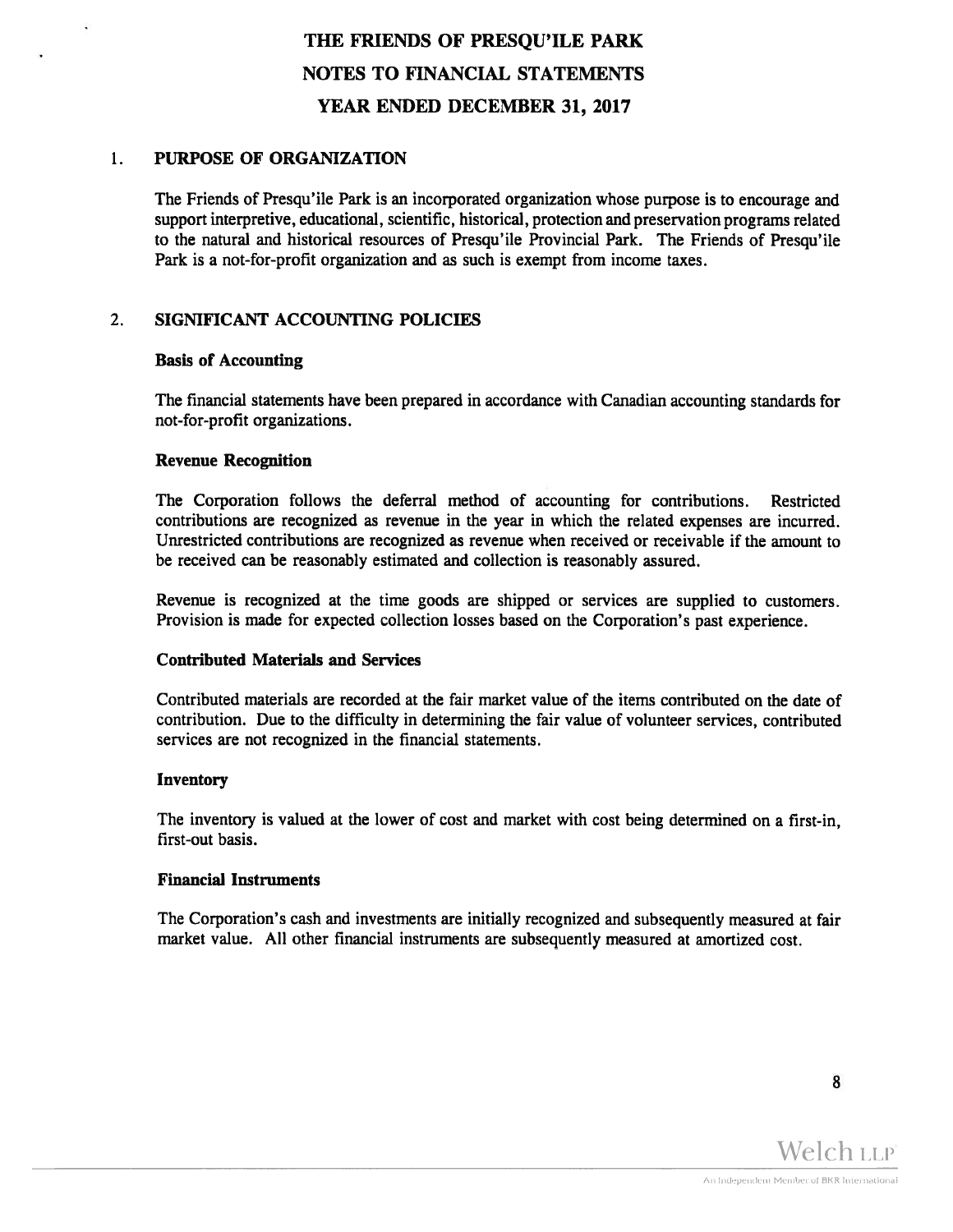# THE FRIENDS OF PRESQU'ILE PARK

# NOTES TO FINANCIAL STATEMENTS

# YEAR ENDED DECEMBER 31, 2017

## 1. PURPOSE OF ORGANIZATION

The Friends of Presqu'ile Park is an incorporated organization whose purpose is to encourage and support interpretive, educational, scientific, historical, protection and preservation programs related to the natural and historical resources of Presqu'ile Provincial Park. The Friends of Presqu'ile Park is a not-for-profit organization and as such is exempt from income taxes.

## 2. SIGNIFICANT ACCOUNTING POLICIES

### Basis of Accounting

The financial statements have been prepared in accordance with Canadian accounting standards for not-for-profit organizations.

### Revenue Recognition

The Corporation follows the deferral method of accounting for contributions. Restricted contributions are recognized as revenue in the year in which the related expenses are incurred. Unrestricted contributions are recognized as revenue when received or receivable if the amount to be received can be reasonably estimated and collection is reasonably assured.

Revenue is recognized at the time goods are shipped or services are supplied to customers. Provision is made for expected collection losses based on the Corporation's past experience.

### Contributed Materials and Services

Contributed materials are recorded at the fair market value of the items contributed on the date of contribution. Due to the difficulty in determining the fair value of volunteer services, contributed services are not recognized in the financial statements.

### Inventory

The inventory is valued at the lower of cost and market with cost being determined on a first-in, first-out basis.

### Financial Instruments

The Corporation's cash and investments are initially recognized and subsequently measured at fair market value. All other financial instruments are subsequently measured at amortized cost.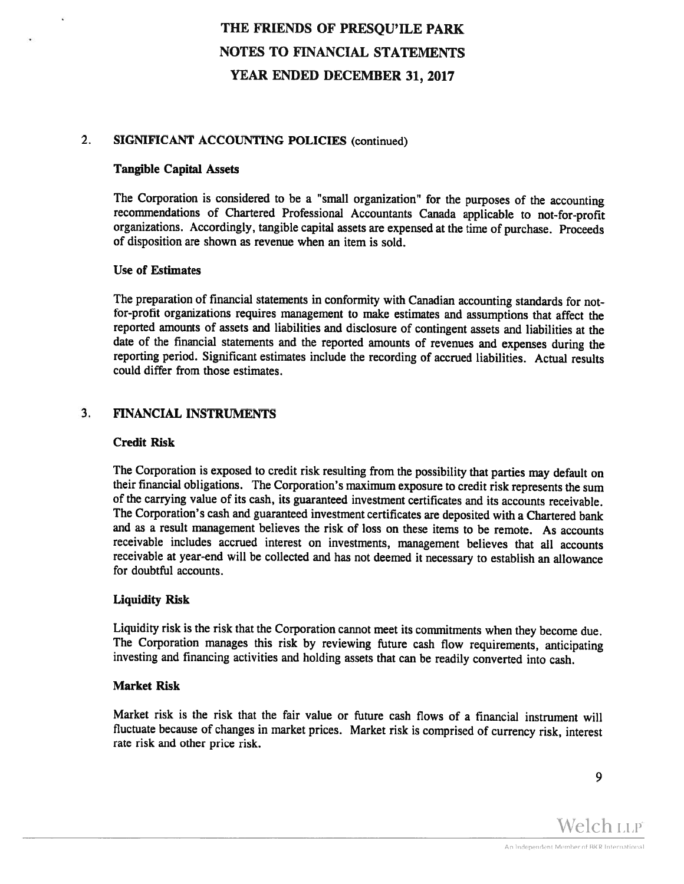## 2. SIGNIFICANT ACCOUNTING POLICIES (continued)

### Tangible Capital Assets

The Corporation is considered to be a "small organization" for the purposes of the accounting recommendations of Chartered Professional Accountants Canada applicable to not-for-profit organizations. Accordingly, tangible capital assets are expensed at the time of purchase. Proceeds of disposition are shown as revenue when an item is sold.

### Use of Estimates

The preparation of financial statements in conformity with Canadian accounting standards for not-for-profit organizations requires management to make estimates and assumptions that affect the reported amounts of assets and liabilities and disclosure of contingent assets and liabilities at the date of the financial statements and the reported amounts of revenues and expenses during the reporting period. Significant estimates include the recording of accrued liabilities. Actual results could differ from those estimates.

## 3. FINANCIAL INSTRUMENTS

### Credit Risk

The Corporation is exposed to credit risk resulting from the possibility that parties may default on their financial obligations. The Corporation's maximum exposure to credit risk represents the sum of the carrying value of its cash, its guaranteed investment certificates and its accounts receivable. The Corporation's cash and guaranteed investment certificates are deposited with a Chartered bank and as a result management believes the risk of loss on these items to be remote. As accounts receivable includes accrued interest on investments, management believes that all accounts receivable at year-end will be collected and has not deemed it necessary to establish an allowance for doubtful accounts.

### Liquidity Risk

Liquidity risk is the risk that the Corporation cannot meet its commitments when they become due. The Corporation manages this risk by reviewing future cash flow requirements, anticipating investing and financing activities and holding assets that can be readily converted into cash.

### Market Risk

Market risk is the risk that the fair value or future cash flows of a financial instrument will fluctuate because of changes in market prices. Market risk is comprised of currency risk, interest rate risk and other price risk.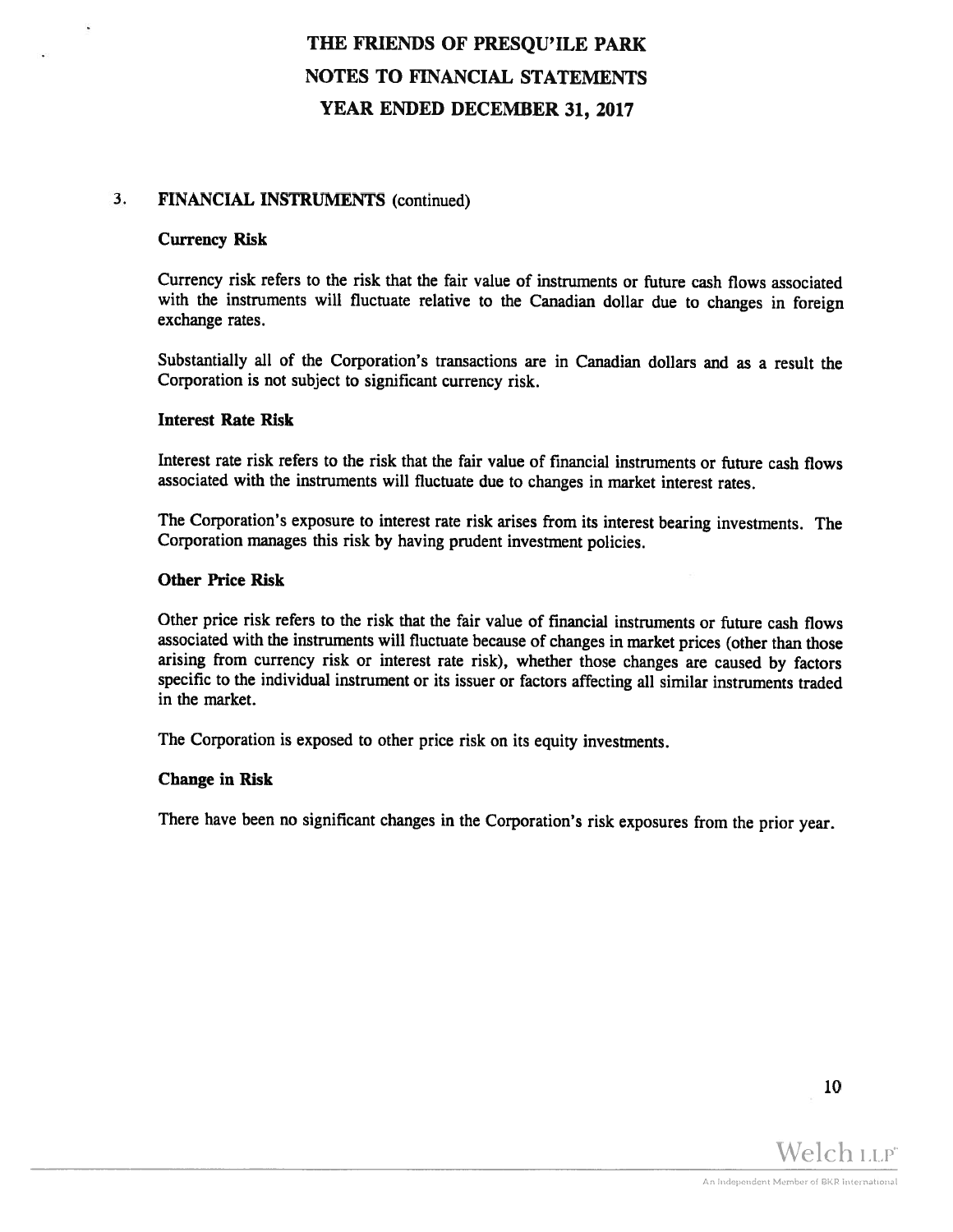# THE FRIENDS OF PRESQU'ILE PARK
# NOTES TO FINANCIAL STATEMENTS
# YEAR ENDED DECEMBER 31, 2017

## 3. FINANCIAL INSTRUMENTS (continued)

### Currency Risk

Currency risk refers to the risk that the fair value of instruments or future cash flows associated with the instruments will fluctuate relative to the Canadian dollar due to changes in foreign exchange rates.

Substantially all of the Corporation's transactions are in Canadian dollars and as a result the Corporation is not subject to significant currency risk.

### Interest Rate Risk

Interest rate risk refers to the risk that the fair value of financial instruments or future cash flows associated with the instruments will fluctuate due to changes in market interest rates.

The Corporation's exposure to interest rate risk arises from its interest bearing investments. The Corporation manages this risk by having prudent investment policies.

### Other Price Risk

Other price risk refers to the risk that the fair value of financial instruments or future cash flows associated with the instruments will fluctuate because of changes in market prices (other than those arising from currency risk or interest rate risk), whether those changes are caused by factors specific to the individual instrument or its issuer or factors affecting all similar instruments traded in the market.

The Corporation is exposed to other price risk on its equity investments.

### Change in Risk

There have been no significant changes in the Corporation's risk exposures from the prior year.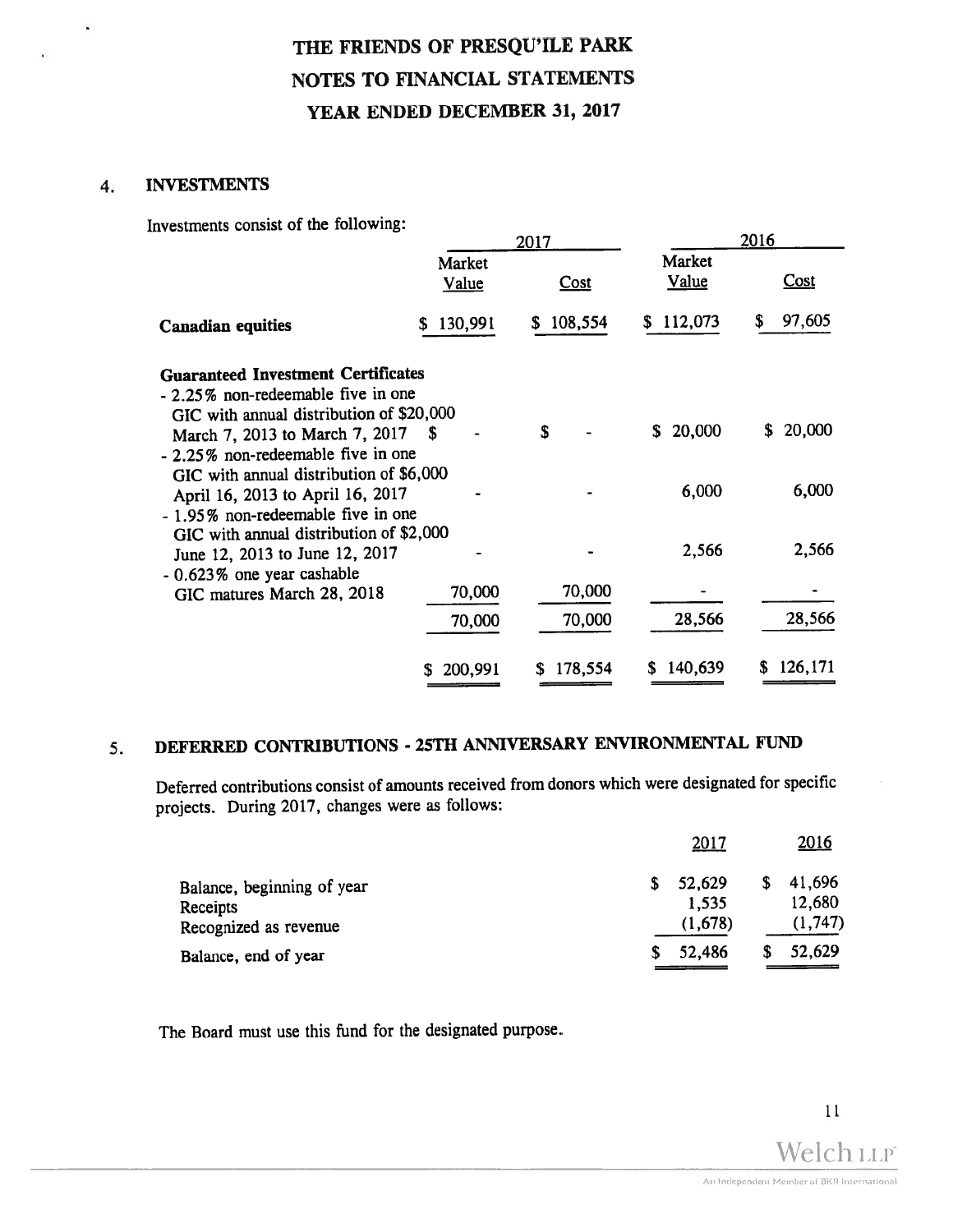# THE FRIENDS OF PRESQU'ILE PARK
# NOTES TO FINANCIAL STATEMENTS
# YEAR ENDED DECEMBER 31, 2017

## 4. INVESTMENTS

Investments consist of the following:

| | 2017 | | 2016 | |
|---|---|---|---|---|
| | Market Value | Cost | Market Value | Cost |
| **Canadian equities** | $ 130,991 | $ 108,554 | $ 112,073 | $ 97,605 |
| **Guaranteed Investment Certificates** | | | | |
| - 2.25% non-redeemable five in one GIC with annual distribution of $20,000 March 7, 2013 to March 7, 2017 | $ - | $ - | $ 20,000 | $ 20,000 |
| - 2.25% non-redeemable five in one GIC with annual distribution of $6,000 April 16, 2013 to April 16, 2017 | - | - | 6,000 | 6,000 |
| - 1.95% non-redeemable five in one GIC with annual distribution of $2,000 June 12, 2013 to June 12, 2017 | - | - | 2,566 | 2,566 |
| - 0.623% one year cashable GIC matures March 28, 2018 | 70,000 | 70,000 | - | - |
| | 70,000 | 70,000 | 28,566 | 28,566 |
| | $ 200,991 | $ 178,554 | $ 140,639 | $ 126,171 |

## 5. DEFERRED CONTRIBUTIONS - 25TH ANNIVERSARY ENVIRONMENTAL FUND

Deferred contributions consist of amounts received from donors which were designated for specific projects. During 2017, changes were as follows:

| | 2017 | 2016 |
|---|---|---|
| Balance, beginning of year | $ 52,629 | $ 41,696 |
| Receipts | 1,535 | 12,680 |
| Recognized as revenue | (1,678) | (1,747) |
| Balance, end of year | $ 52,486 | $ 52,629 |

The Board must use this fund for the designated purpose.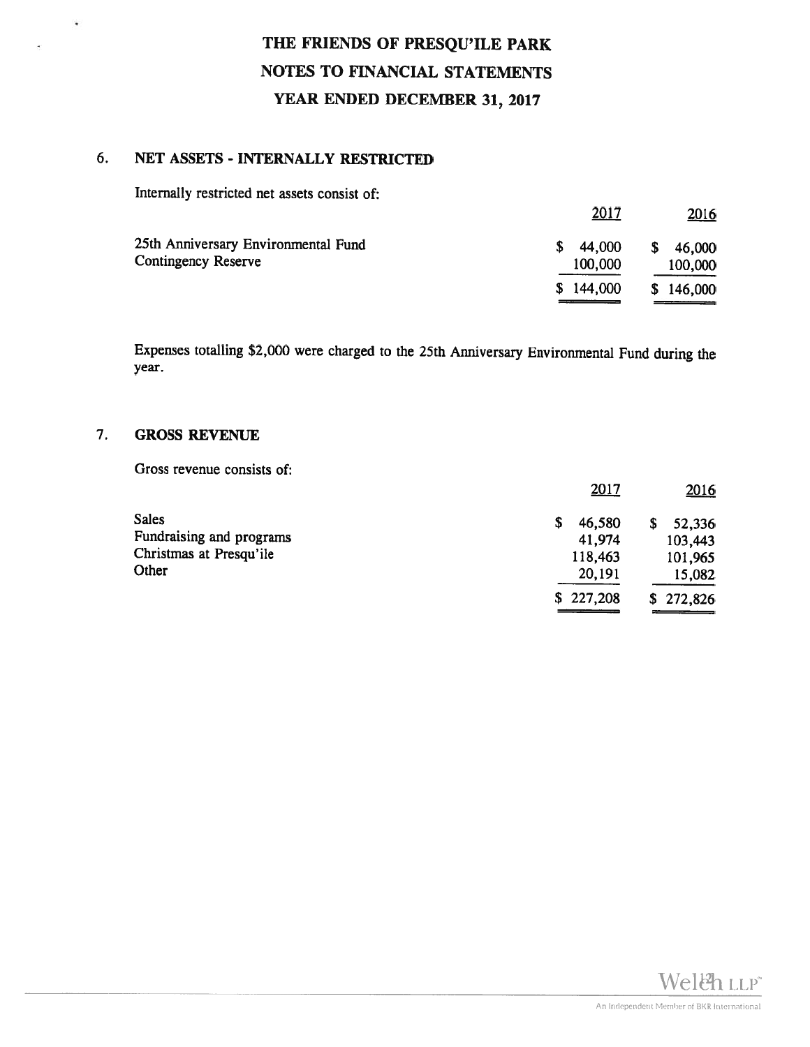# THE FRIENDS OF PRESQU'ILE PARK
# NOTES TO FINANCIAL STATEMENTS
# YEAR ENDED DECEMBER 31, 2017

## 6. NET ASSETS - INTERNALLY RESTRICTED

Internally restricted net assets consist of:

| | 2017 | 2016 |
|---|---|---|
| 25th Anniversary Environmental Fund | $ 44,000 | $ 46,000 |
| Contingency Reserve | 100,000 | 100,000 |
| | $ 144,000 | $ 146,000 |

Expenses totalling $2,000 were charged to the 25th Anniversary Environmental Fund during the year.

## 7. GROSS REVENUE

Gross revenue consists of:

| | 2017 | 2016 |
|---|---|---|
| Sales | $ 46,580 | $ 52,336 |
| Fundraising and programs | 41,974 | 103,443 |
| Christmas at Presqu'ile | 118,463 | 101,965 |
| Other | 20,191 | 15,082 |
| | $ 227,208 | $ 272,826 |